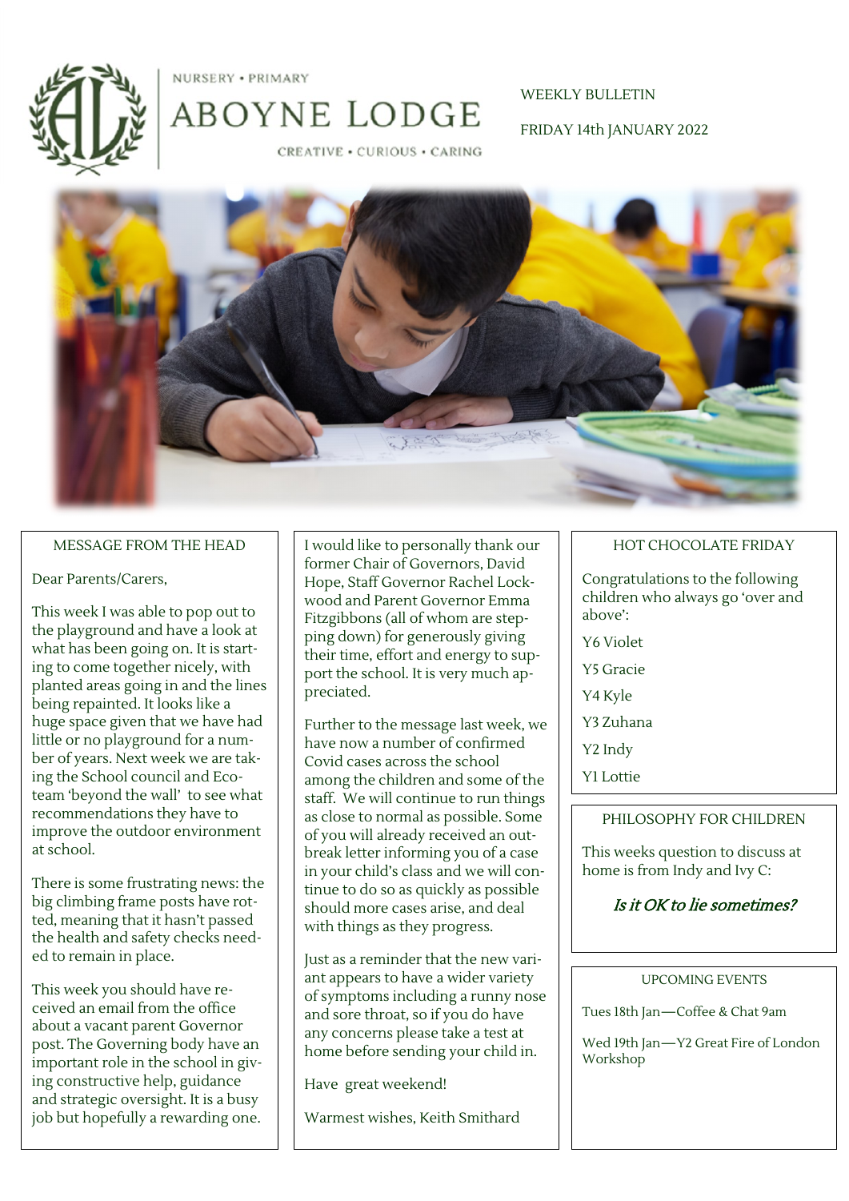NURSERY • PRIMARY

# ABOYNE LODGE

CREATIVE • CURIOUS • CARING

WEEKLY BULLETIN

FRIDAY 14th JANUARY 2022

## MESSAGE FROM THE HEAD

Dear Parents/Carers,

This week I was able to pop out to the playground and have a look at what has been going on. It is starting to come together nicely, with planted areas going in and the lines being repainted. It looks like a huge space given that we have had little or no playground for a number of years. Next week we are taking the School council and Eco-team 'beyond the wall' to see what recommendations they have to improve the outdoor environment at school.

There is some frustrating news: the big climbing frame posts have rotted, meaning that it hasn't passed the health and safety checks needed to remain in place.

This week you should have received an email from the office about a vacant parent Governor post. The Governing body have an important role in the school in giving constructive help, guidance and strategic oversight. It is a busy job but hopefully a rewarding one.

I would like to personally thank our former Chair of Governors, David Hope, Staff Governor Rachel Lockwood and Parent Governor Emma Fitzgibbons (all of whom are stepping down) for generously giving their time, effort and energy to support the school. It is very much appreciated.

Further to the message last week, we have now a number of confirmed Covid cases across the school among the children and some of the staff. We will continue to run things as close to normal as possible. Some of you will already received an outbreak letter informing you of a case in your child's class and we will continue to do so as quickly as possible should more cases arise, and deal with things as they progress.

Just as a reminder that the new variant appears to have a wider variety of symptoms including a runny nose and sore throat, so if you do have any concerns please take a test at home before sending your child in.

Have great weekend!

Warmest wishes, Keith Smithard

## HOT CHOCOLATE FRIDAY

Congratulations to the following children who always go 'over and above':

Y6 Violet

Y5 Gracie

Y4 Kyle

Y3 Zuhana

Y2 Indy

Y1 Lottie

## PHILOSOPHY FOR CHILDREN

This weeks question to discuss at home is from Indy and Ivy C:

***Is it OK to lie sometimes?***

## UPCOMING EVENTS

Tues 18th Jan—Coffee & Chat 9am

Wed 19th Jan—Y2 Great Fire of London Workshop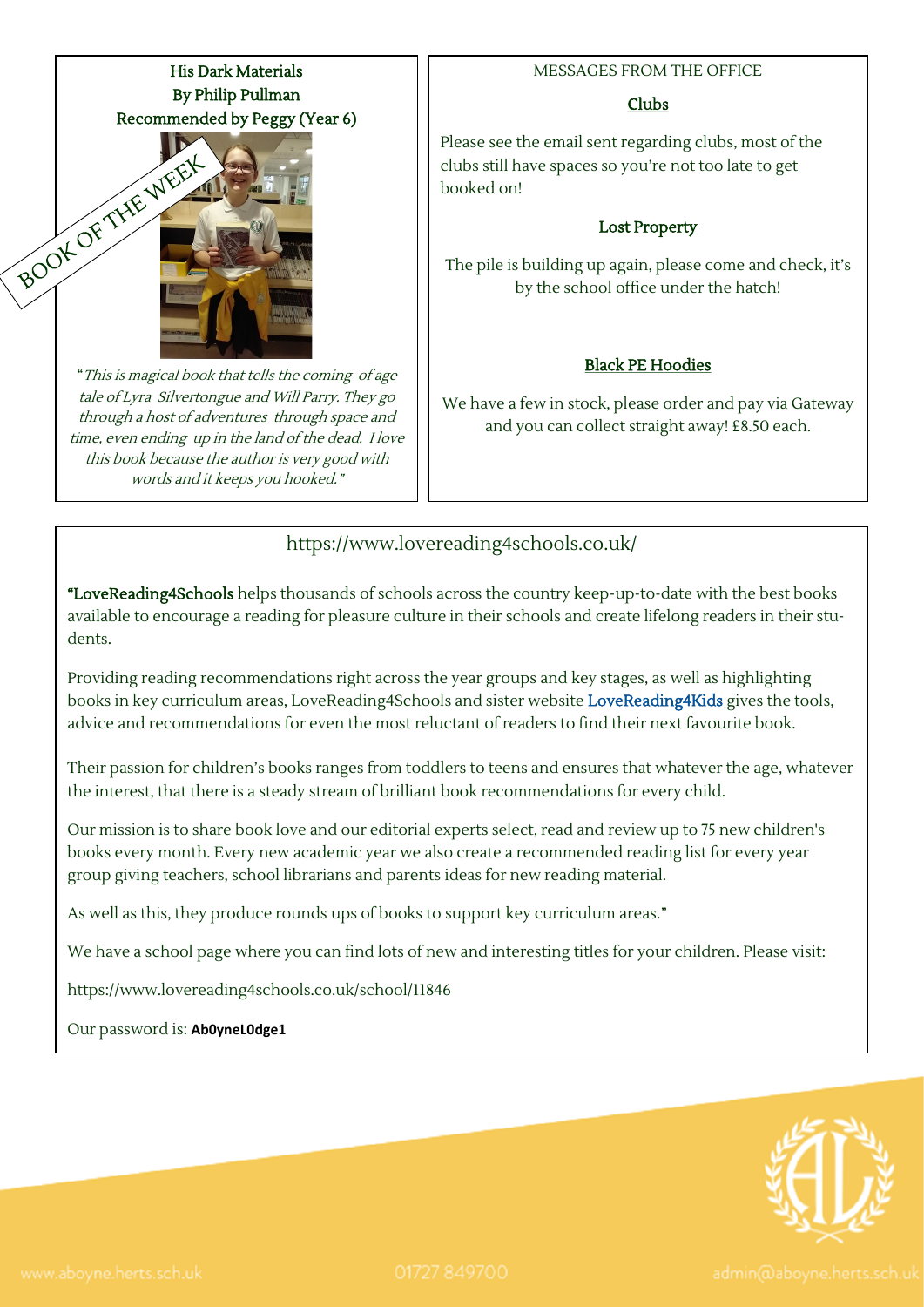## His Dark Materials
### By Philip Pullman
### Recommended by Peggy (Year 6)

BOOK OF THE WEEK

*"This is magical book that tells the coming of age tale of Lyra Silvertongue and Will Parry. They go through a host of adventures through space and time, even ending up in the land of the dead. I love this book because the author is very good with words and it keeps you hooked."*

## MESSAGES FROM THE OFFICE

### Clubs

Please see the email sent regarding clubs, most of the clubs still have spaces so you're not too late to get booked on!

### Lost Property

The pile is building up again, please come and check, it's by the school office under the hatch!

### Black PE Hoodies

We have a few in stock, please order and pay via Gateway and you can collect straight away! £8.50 each.

## https://www.lovereading4schools.co.uk/

"LoveReading4Schools helps thousands of schools across the country keep-up-to-date with the best books available to encourage a reading for pleasure culture in their schools and create lifelong readers in their students.

Providing reading recommendations right across the year groups and key stages, as well as highlighting books in key curriculum areas, LoveReading4Schools and sister website LoveReading4Kids gives the tools, advice and recommendations for even the most reluctant of readers to find their next favourite book.

Their passion for children's books ranges from toddlers to teens and ensures that whatever the age, whatever the interest, that there is a steady stream of brilliant book recommendations for every child.

Our mission is to share book love and our editorial experts select, read and review up to 75 new children's books every month. Every new academic year we also create a recommended reading list for every year group giving teachers, school librarians and parents ideas for new reading material.

As well as this, they produce rounds ups of books to support key curriculum areas."

We have a school page where you can find lots of new and interesting titles for your children. Please visit:

https://www.lovereading4schools.co.uk/school/11846

Our password is: **Ab0yneL0dge1**